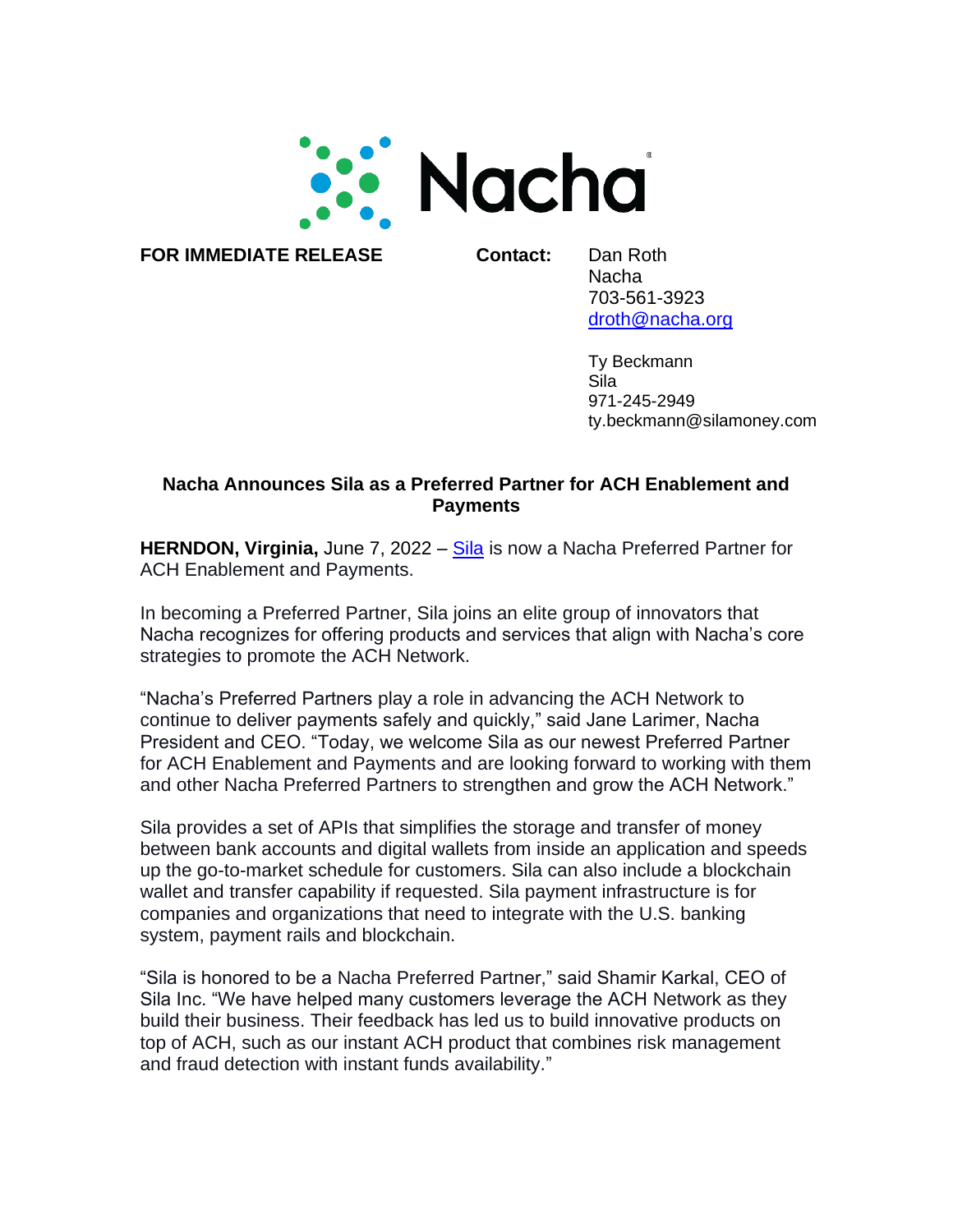Nacha

**FOR IMMEDIATE RELEASE**

**Contact:**

Dan Roth
Nacha
703-561-3923
droth@nacha.org

Ty Beckmann
Sila
971-245-2949
ty.beckmann@silamoney.com

## Nacha Announces Sila as a Preferred Partner for ACH Enablement and Payments

**HERNDON, Virginia,** June 7, 2022 – Sila is now a Nacha Preferred Partner for ACH Enablement and Payments.

In becoming a Preferred Partner, Sila joins an elite group of innovators that Nacha recognizes for offering products and services that align with Nacha's core strategies to promote the ACH Network.

"Nacha's Preferred Partners play a role in advancing the ACH Network to continue to deliver payments safely and quickly," said Jane Larimer, Nacha President and CEO. "Today, we welcome Sila as our newest Preferred Partner for ACH Enablement and Payments and are looking forward to working with them and other Nacha Preferred Partners to strengthen and grow the ACH Network."

Sila provides a set of APIs that simplifies the storage and transfer of money between bank accounts and digital wallets from inside an application and speeds up the go-to-market schedule for customers. Sila can also include a blockchain wallet and transfer capability if requested. Sila payment infrastructure is for companies and organizations that need to integrate with the U.S. banking system, payment rails and blockchain.

"Sila is honored to be a Nacha Preferred Partner," said Shamir Karkal, CEO of Sila Inc. "We have helped many customers leverage the ACH Network as they build their business. Their feedback has led us to build innovative products on top of ACH, such as our instant ACH product that combines risk management and fraud detection with instant funds availability."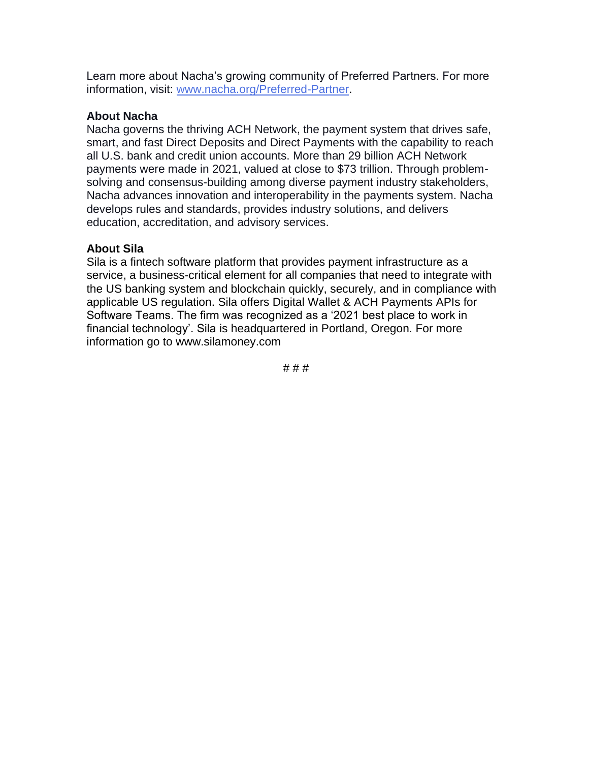Learn more about Nacha's growing community of Preferred Partners. For more information, visit: [www.nacha.org/Preferred-Partner](www.nacha.org/Preferred-Partner).

**About Nacha**
Nacha governs the thriving ACH Network, the payment system that drives safe, smart, and fast Direct Deposits and Direct Payments with the capability to reach all U.S. bank and credit union accounts. More than 29 billion ACH Network payments were made in 2021, valued at close to $73 trillion. Through problem-solving and consensus-building among diverse payment industry stakeholders, Nacha advances innovation and interoperability in the payments system. Nacha develops rules and standards, provides industry solutions, and delivers education, accreditation, and advisory services.

**About Sila**
Sila is a fintech software platform that provides payment infrastructure as a service, a business-critical element for all companies that need to integrate with the US banking system and blockchain quickly, securely, and in compliance with applicable US regulation. Sila offers Digital Wallet & ACH Payments APIs for Software Teams. The firm was recognized as a '2021 best place to work in financial technology'. Sila is headquartered in Portland, Oregon. For more information go to www.silamoney.com

# # #